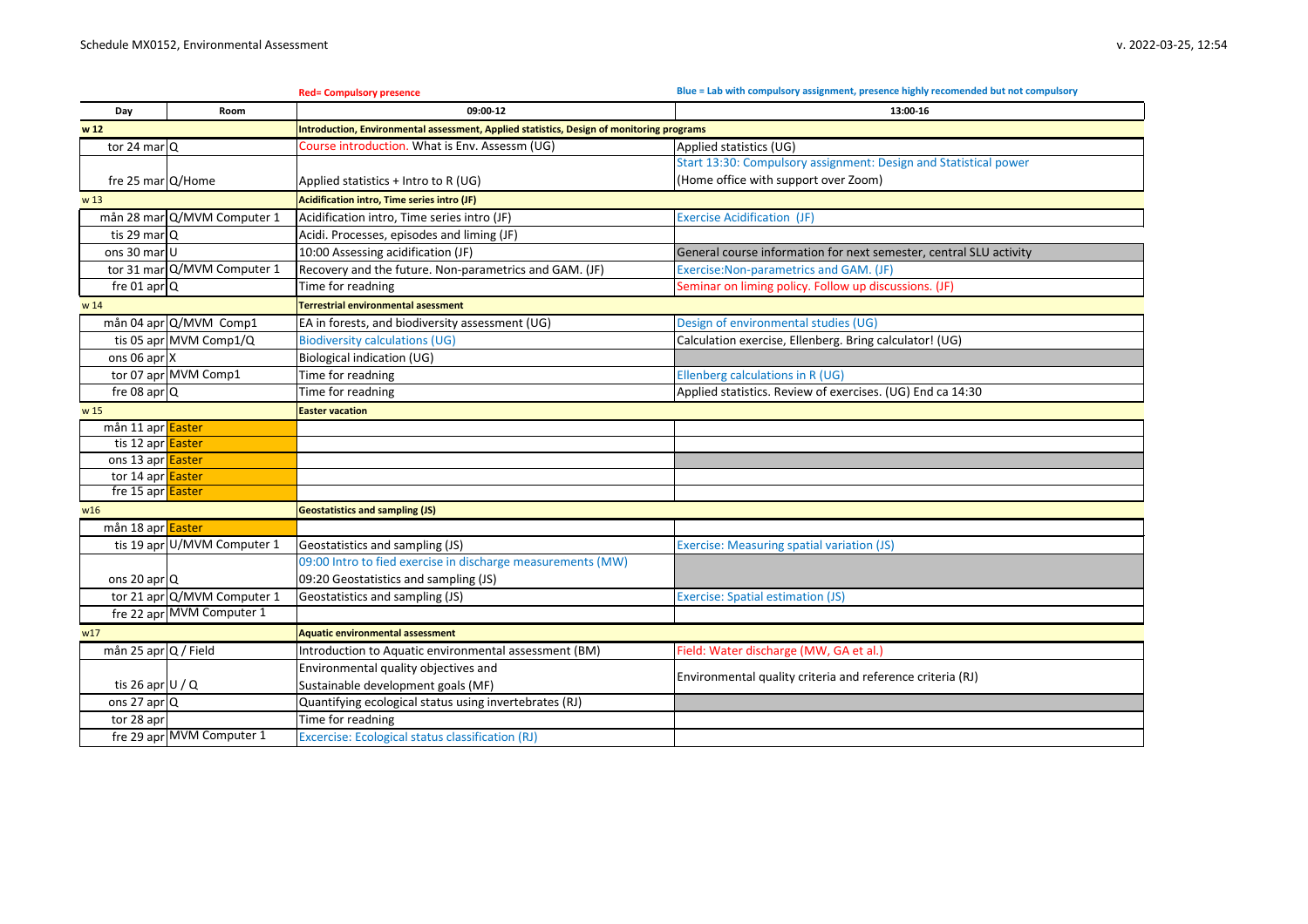Schedule MX0152, Environmental Assessment

v. 2022-03-25, 12:54

Red= Compulsory presence

Blue = Lab with compulsory assignment, presence highly recomended but not compulsory

| Day | Room | 09:00-12 | 13:00-16 |
|---|---|---|---|
| **w 12** | | **Introduction, Environmental assessment, Applied statistics, Design of monitoring programs** | |
| tor 24 mar | Q | Course introduction. What is Env. Assessm (UG) | Applied statistics (UG) |
| fre 25 mar | Q/Home | Applied statistics + Intro to R (UG) | Start 13:30: Compulsory assignment: Design and Statistical power (Home office with support over Zoom) |
| w 13 | | **Acidification intro, Time series intro (JF)** | |
| mån 28 mar | Q/MVM Computer 1 | Acidification intro, Time series intro (JF) | Exercise Acidification (JF) |
| tis 29 mar | Q | Acidi. Processes, episodes and liming (JF) | |
| ons 30 mar | U | 10:00 Assessing acidification (JF) | General course information for next semester, central SLU activity |
| tor 31 mar | Q/MVM Computer 1 | Recovery and the future. Non-parametrics and GAM. (JF) | Exercise:Non-parametrics and GAM. (JF) |
| fre 01 apr | Q | Time for readning | Seminar on liming policy. Follow up discussions. (JF) |
| w 14 | | **Terrestrial environmental asessment** | |
| mån 04 apr | Q/MVM Comp1 | EA in forests, and biodiversity assessment (UG) | Design of environmental studies (UG) |
| tis 05 apr | MVM Comp1/Q | Biodiversity calculations (UG) | Calculation exercise, Ellenberg. Bring calculator! (UG) |
| ons 06 apr | X | Biological indication (UG) | |
| tor 07 apr | MVM Comp1 | Time for readning | Ellenberg calculations in R (UG) |
| fre 08 apr | Q | Time for readning | Applied statistics. Review of exercises. (UG) End ca 14:30 |
| w 15 | | **Easter vacation** | |
| mån 11 apr | Easter | | |
| tis 12 apr | Easter | | |
| ons 13 apr | Easter | | |
| tor 14 apr | Easter | | |
| fre 15 apr | Easter | | |
| w16 | | **Geostatistics and sampling (JS)** | |
| mån 18 apr | Easter | | |
| tis 19 apr | U/MVM Computer 1 | Geostatistics and sampling (JS) | Exercise: Measuring spatial variation (JS) |
| ons 20 apr | Q | 09:00 Intro to fied exercise in discharge measurements (MW)<br>09:20 Geostatistics and sampling (JS) | |
| tor 21 apr | Q/MVM Computer 1 | Geostatistics and sampling (JS) | Exercise: Spatial estimation (JS) |
| fre 22 apr | MVM Computer 1 | | |
| w17 | | **Aquatic environmental assessment** | |
| mån 25 apr | Q / Field | Introduction to Aquatic environmental assessment (BM) | Field: Water discharge (MW, GA et al.) |
| tis 26 apr | U / Q | Environmental quality objectives and Sustainable development goals (MF) | Environmental quality criteria and reference criteria (RJ) |
| ons 27 apr | Q | Quantifying ecological status using invertebrates (RJ) | |
| tor 28 apr | | Time for readning | |
| fre 29 apr | MVM Computer 1 | Excercise: Ecological status classification (RJ) | |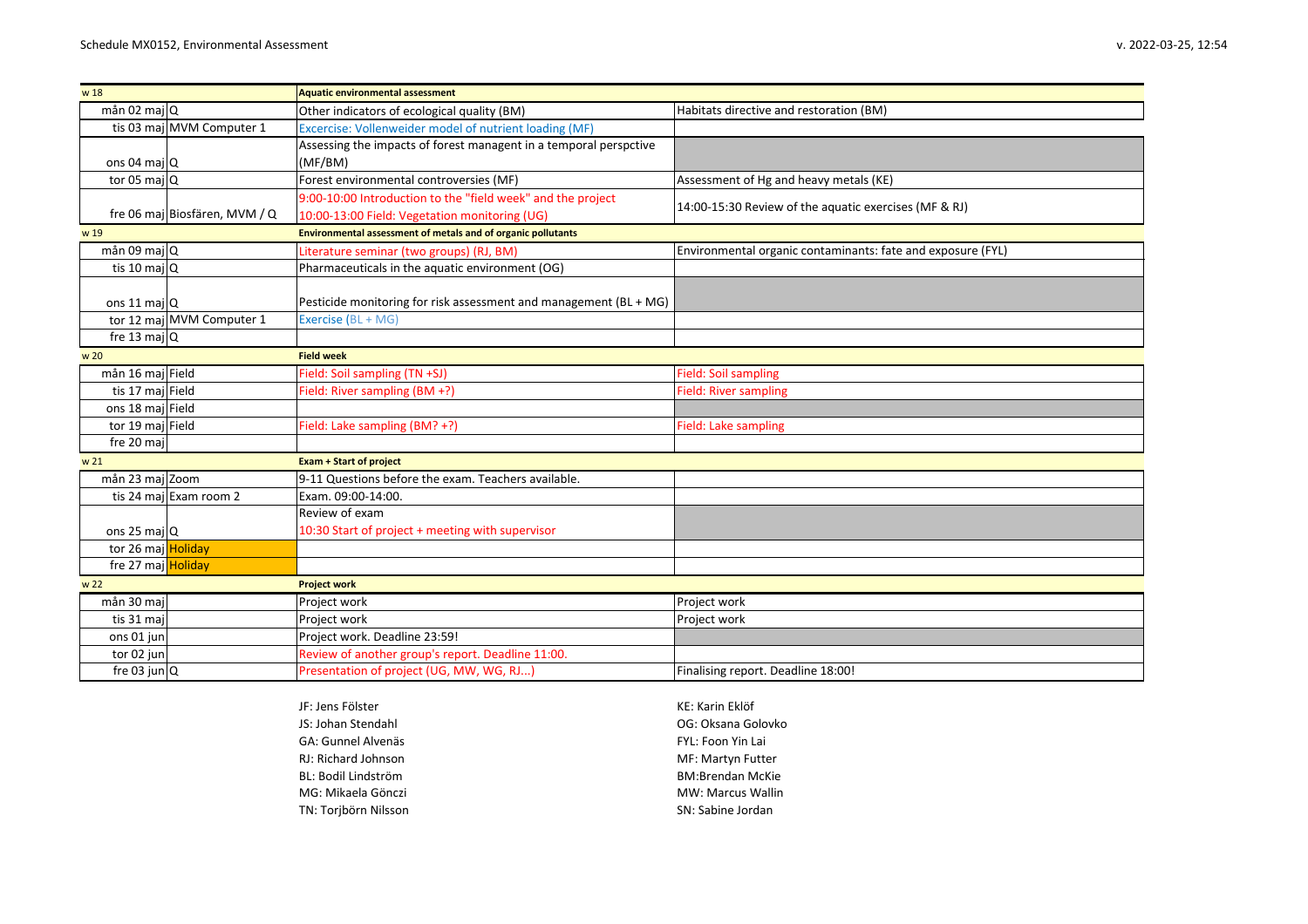| | | | |
|---|---|---|---|
| w 18 | | **Aquatic environmental assessment** | |
| mån 02 maj | Q | Other indicators of ecological quality (BM) | Habitats directive and restoration (BM) |
| tis 03 maj | MVM Computer 1 | Excercise: Vollenweider model of nutrient loading (MF) | |
| ons 04 maj | Q | Assessing the impacts of forest managent in a temporal perspctive (MF/BM) | |
| tor 05 maj | Q | Forest environmental controversies (MF) | Assessment of Hg and heavy metals (KE) |
| fre 06 maj | Biosfären, MVM / Q | 9:00-10:00 Introduction to the "field week" and the project<br>10:00-13:00 Field: Vegetation monitoring (UG) | 14:00-15:30 Review of the aquatic exercises (MF & RJ) |
| w 19 | | **Environmental assessment of metals and of organic pollutants** | |
| mån 09 maj | Q | Literature seminar (two groups) (RJ, BM) | Environmental organic contaminants: fate and exposure (FYL) |
| tis 10 maj | Q | Pharmaceuticals in the aquatic environment (OG) | |
| ons 11 maj | Q | Pesticide monitoring for risk assessment and management (BL + MG) | |
| tor 12 maj | MVM Computer 1 | Exercise (BL + MG) | |
| fre 13 maj | Q | | |
| w 20 | | **Field week** | |
| mån 16 maj | Field | Field: Soil sampling (TN +SJ) | Field: Soil sampling |
| tis 17 maj | Field | Field: River sampling (BM +?) | Field: River sampling |
| ons 18 maj | Field | | |
| tor 19 maj | Field | Field: Lake sampling (BM? +?) | Field: Lake sampling |
| fre 20 maj | | | |
| w 21 | | **Exam + Start of project** | |
| mån 23 maj | Zoom | 9-11 Questions before the exam. Teachers available. | |
| tis 24 maj | Exam room 2 | Exam. 09:00-14:00. | |
| ons 25 maj | Q | Review of exam<br>10:30 Start of project + meeting with supervisor | |
| tor 26 maj | Holiday | | |
| fre 27 maj | Holiday | | |
| w 22 | | **Project work** | |
| mån 30 maj | | Project work | Project work |
| tis 31 maj | | Project work | Project work |
| ons 01 jun | | Project work. Deadline 23:59! | |
| tor 02 jun | | Review of another group's report. Deadline 11:00. | |
| fre 03 jun | Q | Presentation of project (UG, MW, WG, RJ...) | Finalising report. Deadline 18:00! |

JF: Jens Fölster
JS: Johan Stendahl
GA: Gunnel Alvenäs
RJ: Richard Johnson
BL: Bodil Lindström
MG: Mikaela Gönczi
TN: Torjbörn Nilsson

KE: Karin Eklöf
OG: Oksana Golovko
FYL: Foon Yin Lai
MF: Martyn Futter
BM:Brendan McKie
MW: Marcus Wallin
SN: Sabine Jordan